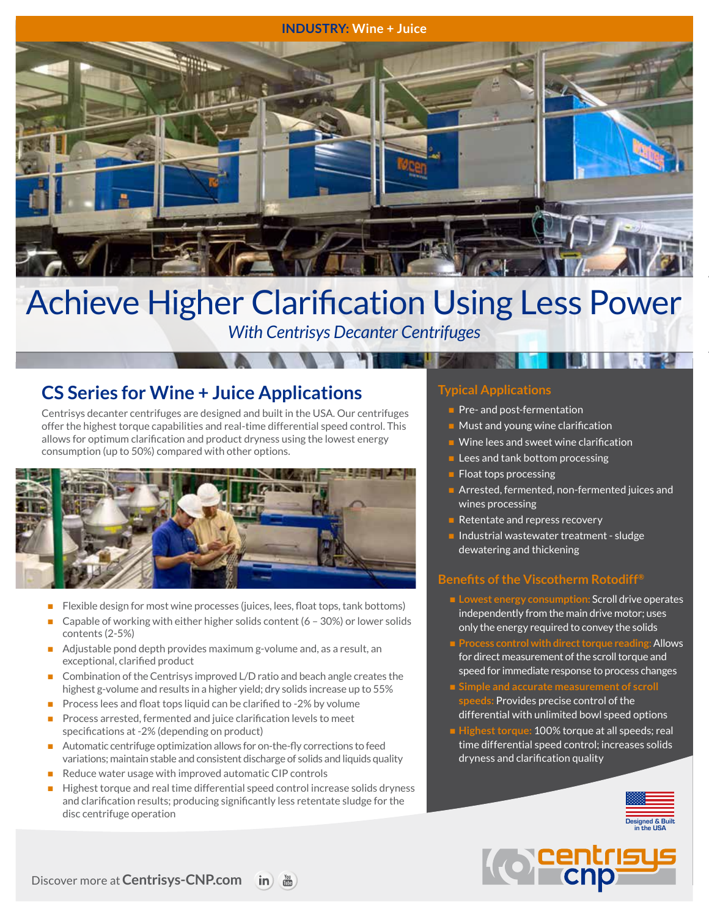**INDUSTRY: Wine + Juice**

# Achieve Higher Clarification Using Less Power

*With Centrisys Decanter Centrifuges*

## CS Series for Wine + Juice Applications

Centrisys decanter centrifuges are designed and built in the USA. Our centrifuges offer the highest torque capabilities and real-time differential speed control. This allows for optimum clarification and product dryness using the lowest energy consumption (up to 50%) compared with other options.

- Flexible design for most wine processes (juices, lees, float tops, tank bottoms)
- Capable of working with either higher solids content (6 – 30%) or lower solids contents (2-5%)
- Adjustable pond depth provides maximum g-volume and, as a result, an exceptional, clarified product
- Combination of the Centrisys improved L/D ratio and beach angle creates the highest g-volume and results in a higher yield; dry solids increase up to 55%
- Process lees and float tops liquid can be clarified to -2% by volume
- Process arrested, fermented and juice clarification levels to meet specifications at -2% (depending on product)
- Automatic centrifuge optimization allows for on-the-fly corrections to feed variations; maintain stable and consistent discharge of solids and liquids quality
- Reduce water usage with improved automatic CIP controls
- Highest torque and real time differential speed control increase solids dryness and clarification results; producing significantly less retentate sludge for the disc centrifuge operation

### Typical Applications

- Pre- and post-fermentation
- Must and young wine clarification
- Wine lees and sweet wine clarification
- Lees and tank bottom processing
- Float tops processing
- Arrested, fermented, non-fermented juices and wines processing
- Retentate and repress recovery
- Industrial wastewater treatment - sludge dewatering and thickening

### Benefits of the Viscotherm Rotodiff®

- **Lowest energy consumption:** Scroll drive operates independently from the main drive motor; uses only the energy required to convey the solids
- **Process control with direct torque reading:** Allows for direct measurement of the scroll torque and speed for immediate response to process changes
- **Simple and accurate measurement of scroll speeds:** Provides precise control of the differential with unlimited bowl speed options
- **Highest torque:** 100% torque at all speeds; real time differential speed control; increases solids dryness and clarification quality

Designed & Built in the USA

centrisys cnp

Discover more at **Centrisys-CNP.com**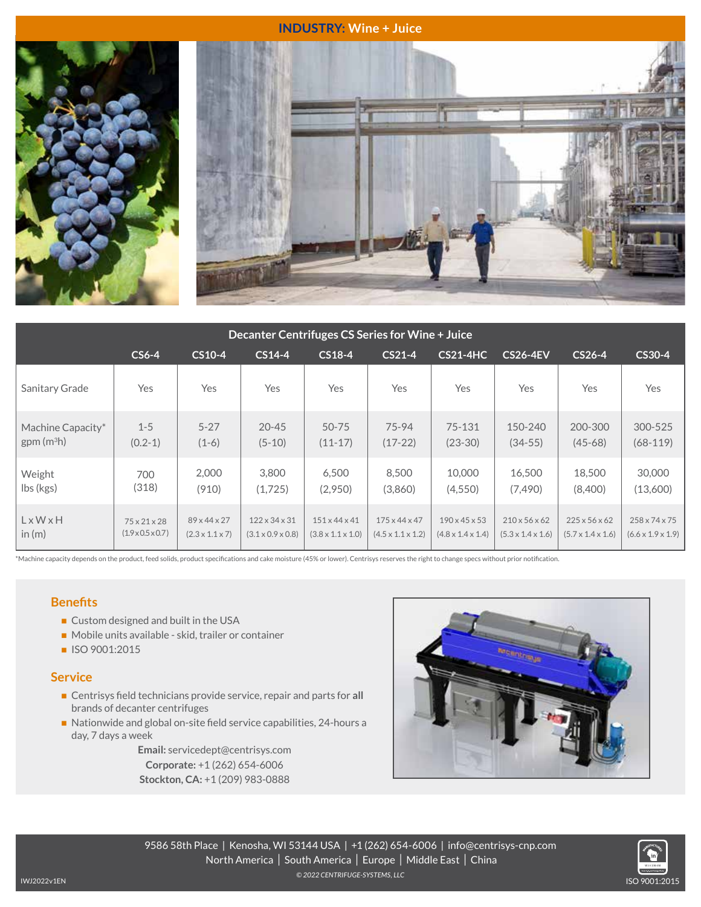**INDUSTRY: Wine + Juice**

| Decanter Centrifuges CS Series for Wine + Juice | CS6-4 | CS10-4 | CS14-4 | CS18-4 | CS21-4 | CS21-4HC | CS26-4EV | CS26-4 | CS30-4 |
|---|---|---|---|---|---|---|---|---|---|
| Sanitary Grade | Yes | Yes | Yes | Yes | Yes | Yes | Yes | Yes | Yes |
| Machine Capacity* gpm ($m^3$h) | 1-5 (0.2-1) | 5-27 (1-6) | 20-45 (5-10) | 50-75 (11-17) | 75-94 (17-22) | 75-131 (23-30) | 150-240 (34-55) | 200-300 (45-68) | 300-525 (68-119) |
| Weight lbs (kgs) | 700 (318) | 2,000 (910) | 3,800 (1,725) | 6,500 (2,950) | 8,500 (3,860) | 10,000 (4,550) | 16,500 (7,490) | 18,500 (8,400) | 30,000 (13,600) |
| L x W x H in (m) | 75 x 21 x 28 (1.9 x 0.5 x 0.7) | 89 x 44 x 27 (2.3 x 1.1 x 7) | 122 x 34 x 31 (3.1 x 0.9 x 0.8) | 151 x 44 x 41 (3.8 x 1.1 x 1.0) | 175 x 44 x 47 (4.5 x 1.1 x 1.2) | 190 x 45 x 53 (4.8 x 1.4 x 1.4) | 210 x 56 x 62 (5.3 x 1.4 x 1.6) | 225 x 56 x 62 (5.7 x 1.4 x 1.6) | 258 x 74 x 75 (6.6 x 1.9 x 1.9) |

*Machine capacity depends on the product, feed solids, product specifications and cake moisture (45% or lower). Centrisys reserves the right to change specs without prior notification.

## Benefits

- Custom designed and built in the USA
- Mobile units available - skid, trailer or container
- ISO 9001:2015

## Service

- Centrisys field technicians provide service, repair and parts for **all** brands of decanter centrifuges
- Nationwide and global on-site field service capabilities, 24-hours a day, 7 days a week

**Email:** servicedept@centrisys.com
**Corporate:** +1 (262) 654-6006
**Stockton, CA:** +1 (209) 983-0888

9586 58th Place | Kenosha, WI 53144 USA | +1 (262) 654-6006 | info@centrisys-cnp.com
North America | South America | Europe | Middle East | China

*© 2022 CENTRIFUGE-SYSTEMS, LLC*

IWJ2022v1EN

ISO 9001:2015